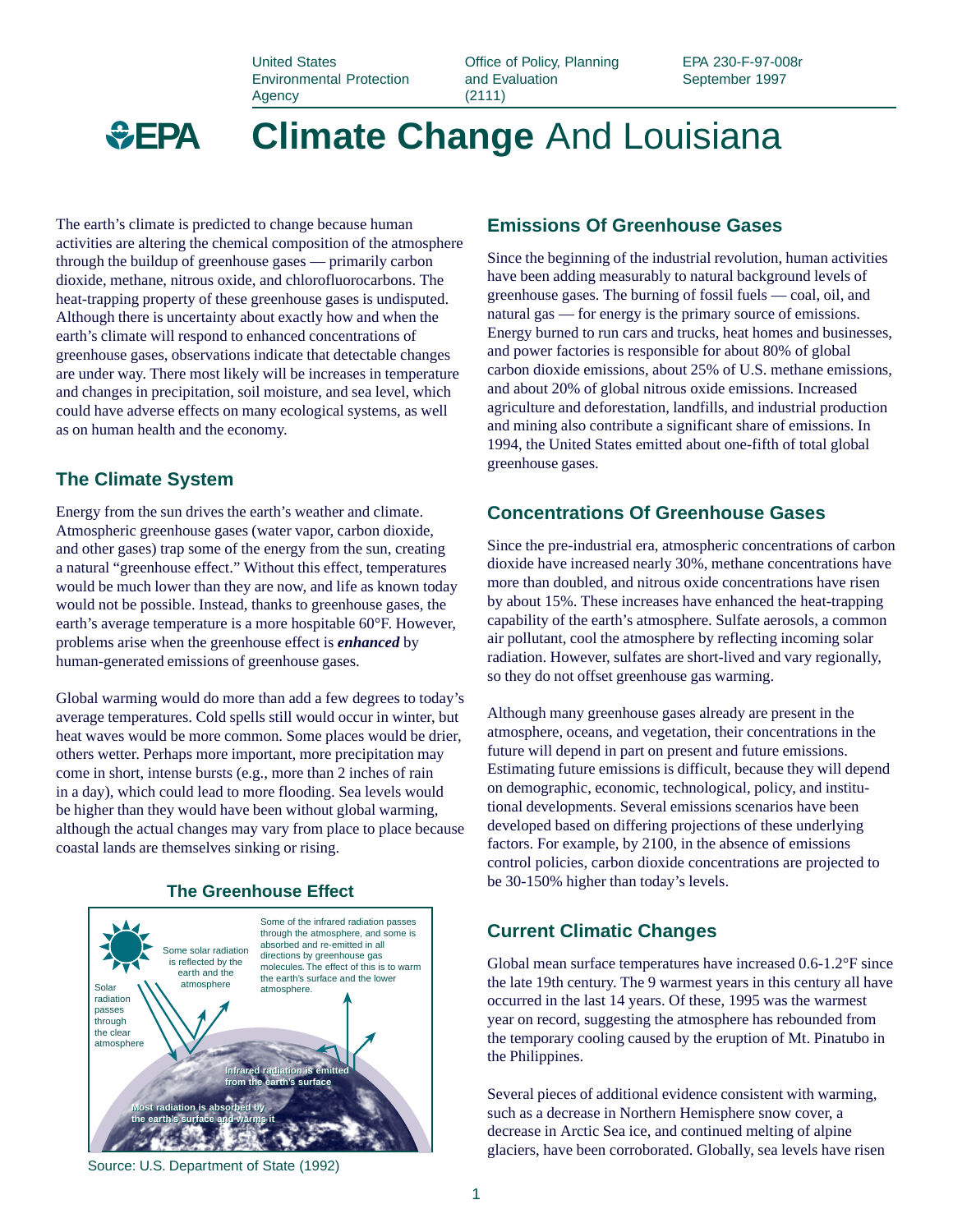United States Environmental Protection Agency

Office of Policy, Planning and Evaluation (2111)

EPA 230-F-97-008r
September 1997

# EPA Climate Change And Louisiana

The earth's climate is predicted to change because human activities are altering the chemical composition of the atmosphere through the buildup of greenhouse gases — primarily carbon dioxide, methane, nitrous oxide, and chlorofluorocarbons. The heat-trapping property of these greenhouse gases is undisputed. Although there is uncertainty about exactly how and when the earth's climate will respond to enhanced concentrations of greenhouse gases, observations indicate that detectable changes are under way. There most likely will be increases in temperature and changes in precipitation, soil moisture, and sea level, which could have adverse effects on many ecological systems, as well as on human health and the economy.

## The Climate System

Energy from the sun drives the earth's weather and climate. Atmospheric greenhouse gases (water vapor, carbon dioxide, and other gases) trap some of the energy from the sun, creating a natural "greenhouse effect." Without this effect, temperatures would be much lower than they are now, and life as known today would not be possible. Instead, thanks to greenhouse gases, the earth's average temperature is a more hospitable 60°F. However, problems arise when the greenhouse effect is ***enhanced*** by human-generated emissions of greenhouse gases.

Global warming would do more than add a few degrees to today's average temperatures. Cold spells still would occur in winter, but heat waves would be more common. Some places would be drier, others wetter. Perhaps more important, more precipitation may come in short, intense bursts (e.g., more than 2 inches of rain in a day), which could lead to more flooding. Sea levels would be higher than they would have been without global warming, although the actual changes may vary from place to place because coastal lands are themselves sinking or rising.

### The Greenhouse Effect

Solar radiation passes through the clear atmosphere

Some solar radiation is reflected by the earth and the atmosphere

Some of the infrared radiation passes through the atmosphere, and some is absorbed and re-emitted in all directions by greenhouse gas molecules. The effect of this is to warm the earth's surface and the lower atmosphere.

Infrared radiation is emitted from the earth's surface

Most radiation is absorbed by the earth's surface and warms it

Source: U.S. Department of State (1992)

## Emissions Of Greenhouse Gases

Since the beginning of the industrial revolution, human activities have been adding measurably to natural background levels of greenhouse gases. The burning of fossil fuels — coal, oil, and natural gas — for energy is the primary source of emissions. Energy burned to run cars and trucks, heat homes and businesses, and power factories is responsible for about 80% of global carbon dioxide emissions, about 25% of U.S. methane emissions, and about 20% of global nitrous oxide emissions. Increased agriculture and deforestation, landfills, and industrial production and mining also contribute a significant share of emissions. In 1994, the United States emitted about one-fifth of total global greenhouse gases.

## Concentrations Of Greenhouse Gases

Since the pre-industrial era, atmospheric concentrations of carbon dioxide have increased nearly 30%, methane concentrations have more than doubled, and nitrous oxide concentrations have risen by about 15%. These increases have enhanced the heat-trapping capability of the earth's atmosphere. Sulfate aerosols, a common air pollutant, cool the atmosphere by reflecting incoming solar radiation. However, sulfates are short-lived and vary regionally, so they do not offset greenhouse gas warming.

Although many greenhouse gases already are present in the atmosphere, oceans, and vegetation, their concentrations in the future will depend in part on present and future emissions. Estimating future emissions is difficult, because they will depend on demographic, economic, technological, policy, and institutional developments. Several emissions scenarios have been developed based on differing projections of these underlying factors. For example, by 2100, in the absence of emissions control policies, carbon dioxide concentrations are projected to be 30-150% higher than today's levels.

## Current Climatic Changes

Global mean surface temperatures have increased 0.6-1.2°F since the late 19th century. The 9 warmest years in this century all have occurred in the last 14 years. Of these, 1995 was the warmest year on record, suggesting the atmosphere has rebounded from the temporary cooling caused by the eruption of Mt. Pinatubo in the Philippines.

Several pieces of additional evidence consistent with warming, such as a decrease in Northern Hemisphere snow cover, a decrease in Arctic Sea ice, and continued melting of alpine glaciers, have been corroborated. Globally, sea levels have risen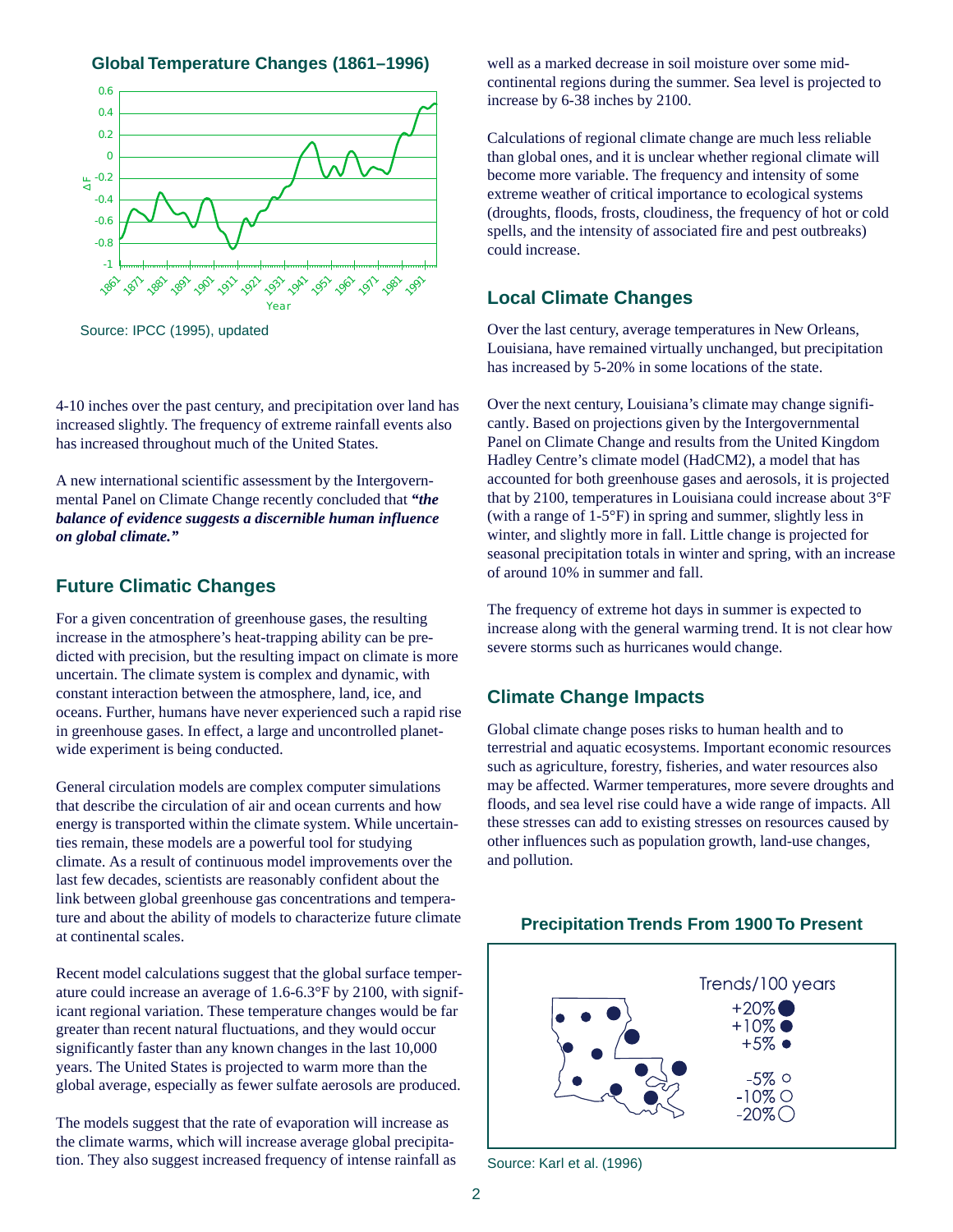## Global Temperature Changes (1861–1996)

Source: IPCC (1995), updated

4-10 inches over the past century, and precipitation over land has increased slightly. The frequency of extreme rainfall events also has increased throughout much of the United States.

A new international scientific assessment by the Intergovernmental Panel on Climate Change recently concluded that ***"the balance of evidence suggests a discernible human influence on global climate."***

## Future Climatic Changes

For a given concentration of greenhouse gases, the resulting increase in the atmosphere's heat-trapping ability can be predicted with precision, but the resulting impact on climate is more uncertain. The climate system is complex and dynamic, with constant interaction between the atmosphere, land, ice, and oceans. Further, humans have never experienced such a rapid rise in greenhouse gases. In effect, a large and uncontrolled planet-wide experiment is being conducted.

General circulation models are complex computer simulations that describe the circulation of air and ocean currents and how energy is transported within the climate system. While uncertainties remain, these models are a powerful tool for studying climate. As a result of continuous model improvements over the last few decades, scientists are reasonably confident about the link between global greenhouse gas concentrations and temperature and about the ability of models to characterize future climate at continental scales.

Recent model calculations suggest that the global surface temperature could increase an average of 1.6-6.3°F by 2100, with significant regional variation. These temperature changes would be far greater than recent natural fluctuations, and they would occur significantly faster than any known changes in the last 10,000 years. The United States is projected to warm more than the global average, especially as fewer sulfate aerosols are produced.

The models suggest that the rate of evaporation will increase as the climate warms, which will increase average global precipitation. They also suggest increased frequency of intense rainfall as well as a marked decrease in soil moisture over some mid-continental regions during the summer. Sea level is projected to increase by 6-38 inches by 2100.

Calculations of regional climate change are much less reliable than global ones, and it is unclear whether regional climate will become more variable. The frequency and intensity of some extreme weather of critical importance to ecological systems (droughts, floods, frosts, cloudiness, the frequency of hot or cold spells, and the intensity of associated fire and pest outbreaks) could increase.

## Local Climate Changes

Over the last century, average temperatures in New Orleans, Louisiana, have remained virtually unchanged, but precipitation has increased by 5-20% in some locations of the state.

Over the next century, Louisiana's climate may change significantly. Based on projections given by the Intergovernmental Panel on Climate Change and results from the United Kingdom Hadley Centre's climate model (HadCM2), a model that has accounted for both greenhouse gases and aerosols, it is projected that by 2100, temperatures in Louisiana could increase about 3°F (with a range of 1-5°F) in spring and summer, slightly less in winter, and slightly more in fall. Little change is projected for seasonal precipitation totals in winter and spring, with an increase of around 10% in summer and fall.

The frequency of extreme hot days in summer is expected to increase along with the general warming trend. It is not clear how severe storms such as hurricanes would change.

## Climate Change Impacts

Global climate change poses risks to human health and to terrestrial and aquatic ecosystems. Important economic resources such as agriculture, forestry, fisheries, and water resources also may be affected. Warmer temperatures, more severe droughts and floods, and sea level rise could have a wide range of impacts. All these stresses can add to existing stresses on resources caused by other influences such as population growth, land-use changes, and pollution.

## Precipitation Trends From 1900 To Present

Source: Karl et al. (1996)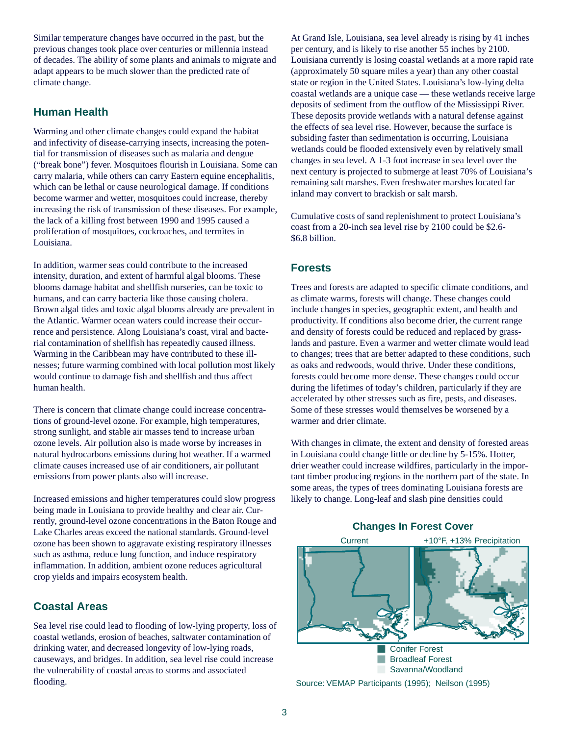Similar temperature changes have occurred in the past, but the previous changes took place over centuries or millennia instead of decades. The ability of some plants and animals to migrate and adapt appears to be much slower than the predicted rate of climate change.

## Human Health

Warming and other climate changes could expand the habitat and infectivity of disease-carrying insects, increasing the potential for transmission of diseases such as malaria and dengue ("break bone") fever. Mosquitoes flourish in Louisiana. Some can carry malaria, while others can carry Eastern equine encephalitis, which can be lethal or cause neurological damage. If conditions become warmer and wetter, mosquitoes could increase, thereby increasing the risk of transmission of these diseases. For example, the lack of a killing frost between 1990 and 1995 caused a proliferation of mosquitoes, cockroaches, and termites in Louisiana.

In addition, warmer seas could contribute to the increased intensity, duration, and extent of harmful algal blooms. These blooms damage habitat and shellfish nurseries, can be toxic to humans, and can carry bacteria like those causing cholera. Brown algal tides and toxic algal blooms already are prevalent in the Atlantic. Warmer ocean waters could increase their occurrence and persistence. Along Louisiana's coast, viral and bacterial contamination of shellfish has repeatedly caused illness. Warming in the Caribbean may have contributed to these illnesses; future warming combined with local pollution most likely would continue to damage fish and shellfish and thus affect human health.

There is concern that climate change could increase concentrations of ground-level ozone. For example, high temperatures, strong sunlight, and stable air masses tend to increase urban ozone levels. Air pollution also is made worse by increases in natural hydrocarbons emissions during hot weather. If a warmed climate causes increased use of air conditioners, air pollutant emissions from power plants also will increase.

Increased emissions and higher temperatures could slow progress being made in Louisiana to provide healthy and clear air. Currently, ground-level ozone concentrations in the Baton Rouge and Lake Charles areas exceed the national standards. Ground-level ozone has been shown to aggravate existing respiratory illnesses such as asthma, reduce lung function, and induce respiratory inflammation. In addition, ambient ozone reduces agricultural crop yields and impairs ecosystem health.

## Coastal Areas

Sea level rise could lead to flooding of low-lying property, loss of coastal wetlands, erosion of beaches, saltwater contamination of drinking water, and decreased longevity of low-lying roads, causeways, and bridges. In addition, sea level rise could increase the vulnerability of coastal areas to storms and associated flooding.

At Grand Isle, Louisiana, sea level already is rising by 41 inches per century, and is likely to rise another 55 inches by 2100. Louisiana currently is losing coastal wetlands at a more rapid rate (approximately 50 square miles a year) than any other coastal state or region in the United States. Louisiana's low-lying delta coastal wetlands are a unique case — these wetlands receive large deposits of sediment from the outflow of the Mississippi River. These deposits provide wetlands with a natural defense against the effects of sea level rise. However, because the surface is subsiding faster than sedimentation is occurring, Louisiana wetlands could be flooded extensively even by relatively small changes in sea level. A 1-3 foot increase in sea level over the next century is projected to submerge at least 70% of Louisiana's remaining salt marshes. Even freshwater marshes located far inland may convert to brackish or salt marsh.

Cumulative costs of sand replenishment to protect Louisiana's coast from a 20-inch sea level rise by 2100 could be $2.6-$6.8 billion.

## Forests

Trees and forests are adapted to specific climate conditions, and as climate warms, forests will change. These changes could include changes in species, geographic extent, and health and productivity. If conditions also become drier, the current range and density of forests could be reduced and replaced by grasslands and pasture. Even a warmer and wetter climate would lead to changes; trees that are better adapted to these conditions, such as oaks and redwoods, would thrive. Under these conditions, forests could become more dense. These changes could occur during the lifetimes of today's children, particularly if they are accelerated by other stresses such as fire, pests, and diseases. Some of these stresses would themselves be worsened by a warmer and drier climate.

With changes in climate, the extent and density of forested areas in Louisiana could change little or decline by 5-15%. Hotter, drier weather could increase wildfires, particularly in the important timber producing regions in the northern part of the state. In some areas, the types of trees dominating Louisiana forests are likely to change. Long-leaf and slash pine densities could

**Changes In Forest Cover**

Current | +10°F, +13% Precipitation

Conifer Forest
Broadleaf Forest
Savanna/Woodland

Source: VEMAP Participants (1995); Neilson (1995)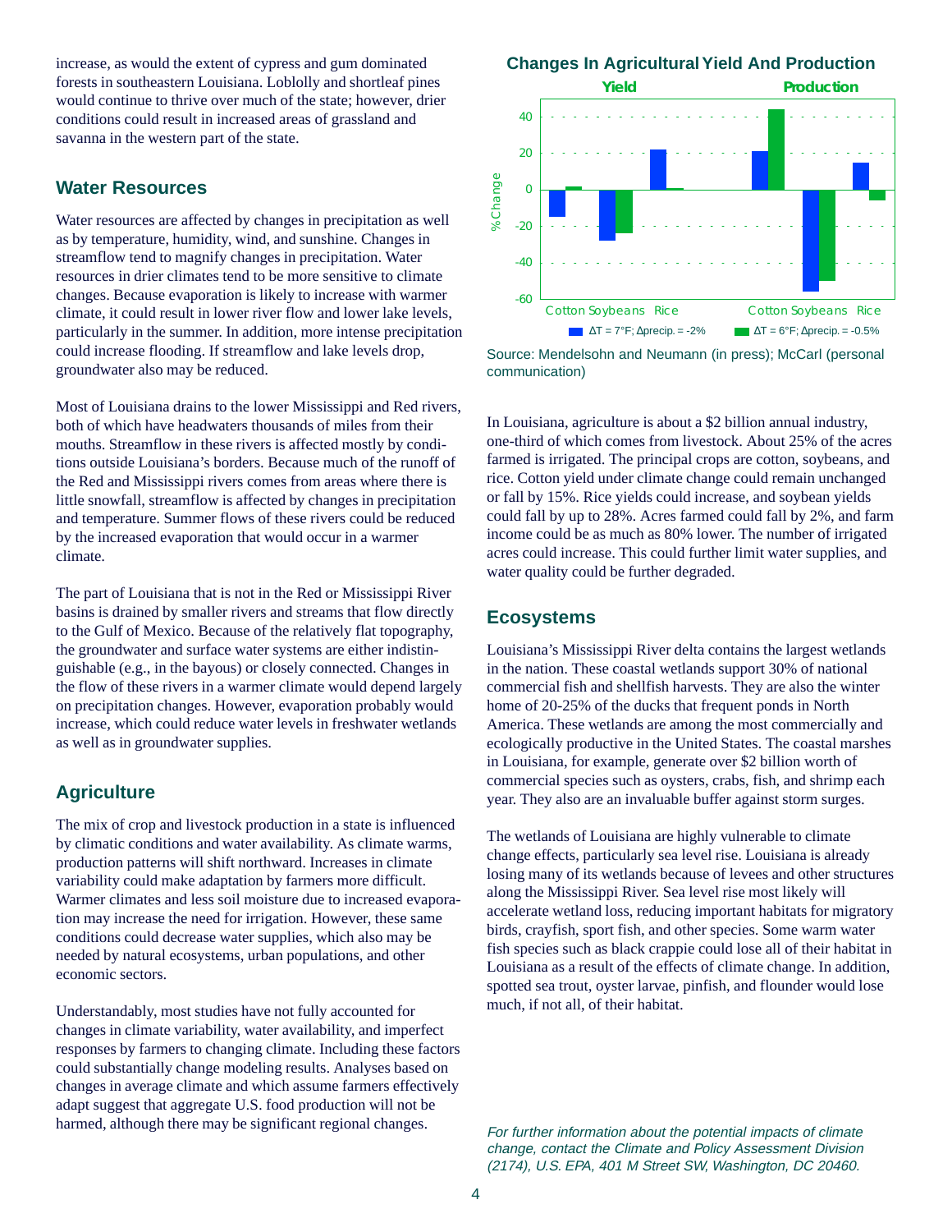increase, as would the extent of cypress and gum dominated forests in southeastern Louisiana. Loblolly and shortleaf pines would continue to thrive over much of the state; however, drier conditions could result in increased areas of grassland and savanna in the western part of the state.

## Water Resources

Water resources are affected by changes in precipitation as well as by temperature, humidity, wind, and sunshine. Changes in streamflow tend to magnify changes in precipitation. Water resources in drier climates tend to be more sensitive to climate changes. Because evaporation is likely to increase with warmer climate, it could result in lower river flow and lower lake levels, particularly in the summer. In addition, more intense precipitation could increase flooding. If streamflow and lake levels drop, groundwater also may be reduced.

Most of Louisiana drains to the lower Mississippi and Red rivers, both of which have headwaters thousands of miles from their mouths. Streamflow in these rivers is affected mostly by conditions outside Louisiana's borders. Because much of the runoff of the Red and Mississippi rivers comes from areas where there is little snowfall, streamflow is affected by changes in precipitation and temperature. Summer flows of these rivers could be reduced by the increased evaporation that would occur in a warmer climate.

The part of Louisiana that is not in the Red or Mississippi River basins is drained by smaller rivers and streams that flow directly to the Gulf of Mexico. Because of the relatively flat topography, the groundwater and surface water systems are either indistinguishable (e.g., in the bayous) or closely connected. Changes in the flow of these rivers in a warmer climate would depend largely on precipitation changes. However, evaporation probably would increase, which could reduce water levels in freshwater wetlands as well as in groundwater supplies.

## Agriculture

The mix of crop and livestock production in a state is influenced by climatic conditions and water availability. As climate warms, production patterns will shift northward. Increases in climate variability could make adaptation by farmers more difficult. Warmer climates and less soil moisture due to increased evaporation may increase the need for irrigation. However, these same conditions could decrease water supplies, which also may be needed by natural ecosystems, urban populations, and other economic sectors.

Understandably, most studies have not fully accounted for changes in climate variability, water availability, and imperfect responses by farmers to changing climate. Including these factors could substantially change modeling results. Analyses based on changes in average climate and which assume farmers effectively adapt suggest that aggregate U.S. food production will not be harmed, although there may be significant regional changes.

**Changes In Agricultural Yield And Production**

Yield

Production

% Change

40

20

0

-20

-40

-60

Cotton Soybeans Rice

Cotton Soybeans Rice

ΔT = 7°F; Δprecip. = -2%

ΔT = 6°F; Δprecip. = -0.5%

Source: Mendelsohn and Neumann (in press); McCarl (personal communication)

In Louisiana, agriculture is about a $2 billion annual industry, one-third of which comes from livestock. About 25% of the acres farmed is irrigated. The principal crops are cotton, soybeans, and rice. Cotton yield under climate change could remain unchanged or fall by 15%. Rice yields could increase, and soybean yields could fall by up to 28%. Acres farmed could fall by 2%, and farm income could be as much as 80% lower. The number of irrigated acres could increase. This could further limit water supplies, and water quality could be further degraded.

## Ecosystems

Louisiana's Mississippi River delta contains the largest wetlands in the nation. These coastal wetlands support 30% of national commercial fish and shellfish harvests. They are also the winter home of 20-25% of the ducks that frequent ponds in North America. These wetlands are among the most commercially and ecologically productive in the United States. The coastal marshes in Louisiana, for example, generate over $2 billion worth of commercial species such as oysters, crabs, fish, and shrimp each year. They also are an invaluable buffer against storm surges.

The wetlands of Louisiana are highly vulnerable to climate change effects, particularly sea level rise. Louisiana is already losing many of its wetlands because of levees and other structures along the Mississippi River. Sea level rise most likely will accelerate wetland loss, reducing important habitats for migratory birds, crayfish, sport fish, and other species. Some warm water fish species such as black crappie could lose all of their habitat in Louisiana as a result of the effects of climate change. In addition, spotted sea trout, oyster larvae, pinfish, and flounder would lose much, if not all, of their habitat.

*For further information about the potential impacts of climate change, contact the Climate and Policy Assessment Division (2174), U.S. EPA, 401 M Street SW, Washington, DC 20460.*